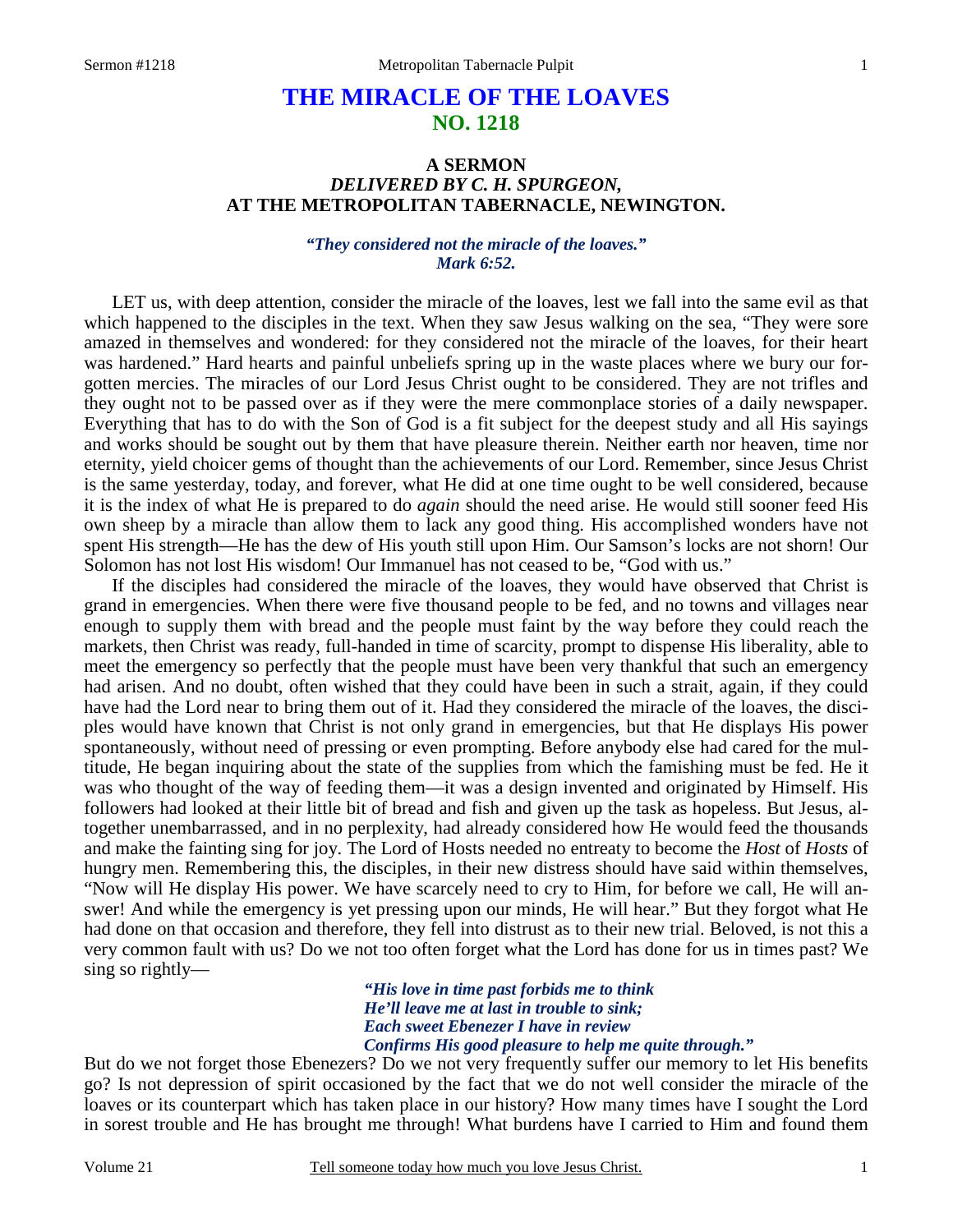# THE MIRACLE OF THE LOAVES
## NO. 1218

### A SERMON
### *DELIVERED BY C. H. SPURGEON,*
### AT THE METROPOLITAN TABERNACLE, NEWINGTON.

***"They considered not the miracle of the loaves." Mark 6:52.***

LET us, with deep attention, consider the miracle of the loaves, lest we fall into the same evil as that which happened to the disciples in the text. When they saw Jesus walking on the sea, "They were sore amazed in themselves and wondered: for they considered not the miracle of the loaves, for their heart was hardened." Hard hearts and painful unbeliefs spring up in the waste places where we bury our forgotten mercies. The miracles of our Lord Jesus Christ ought to be considered. They are not trifles and they ought not to be passed over as if they were the mere commonplace stories of a daily newspaper. Everything that has to do with the Son of God is a fit subject for the deepest study and all His sayings and works should be sought out by them that have pleasure therein. Neither earth nor heaven, time nor eternity, yield choicer gems of thought than the achievements of our Lord. Remember, since Jesus Christ is the same yesterday, today, and forever, what He did at one time ought to be well considered, because it is the index of what He is prepared to do *again* should the need arise. He would still sooner feed His own sheep by a miracle than allow them to lack any good thing. His accomplished wonders have not spent His strength—He has the dew of His youth still upon Him. Our Samson's locks are not shorn! Our Solomon has not lost His wisdom! Our Immanuel has not ceased to be, "God with us."

If the disciples had considered the miracle of the loaves, they would have observed that Christ is grand in emergencies. When there were five thousand people to be fed, and no towns and villages near enough to supply them with bread and the people must faint by the way before they could reach the markets, then Christ was ready, full-handed in time of scarcity, prompt to dispense His liberality, able to meet the emergency so perfectly that the people must have been very thankful that such an emergency had arisen. And no doubt, often wished that they could have been in such a strait, again, if they could have had the Lord near to bring them out of it. Had they considered the miracle of the loaves, the disciples would have known that Christ is not only grand in emergencies, but that He displays His power spontaneously, without need of pressing or even prompting. Before anybody else had cared for the multitude, He began inquiring about the state of the supplies from which the famishing must be fed. He it was who thought of the way of feeding them—it was a design invented and originated by Himself. His followers had looked at their little bit of bread and fish and given up the task as hopeless. But Jesus, altogether unembarrassed, and in no perplexity, had already considered how He would feed the thousands and make the fainting sing for joy. The Lord of Hosts needed no entreaty to become the *Host* of *Hosts* of hungry men. Remembering this, the disciples, in their new distress should have said within themselves, "Now will He display His power. We have scarcely need to cry to Him, for before we call, He will answer! And while the emergency is yet pressing upon our minds, He will hear." But they forgot what He had done on that occasion and therefore, they fell into distrust as to their new trial. Beloved, is not this a very common fault with us? Do we not too often forget what the Lord has done for us in times past? We sing so rightly—

> ***"His love in time past forbids me to think***
> ***He'll leave me at last in trouble to sink;***
> ***Each sweet Ebenezer I have in review***
> ***Confirms His good pleasure to help me quite through."***

But do we not forget those Ebenezers? Do we not very frequently suffer our memory to let His benefits go? Is not depression of spirit occasioned by the fact that we do not well consider the miracle of the loaves or its counterpart which has taken place in our history? How many times have I sought the Lord in sorest trouble and He has brought me through! What burdens have I carried to Him and found them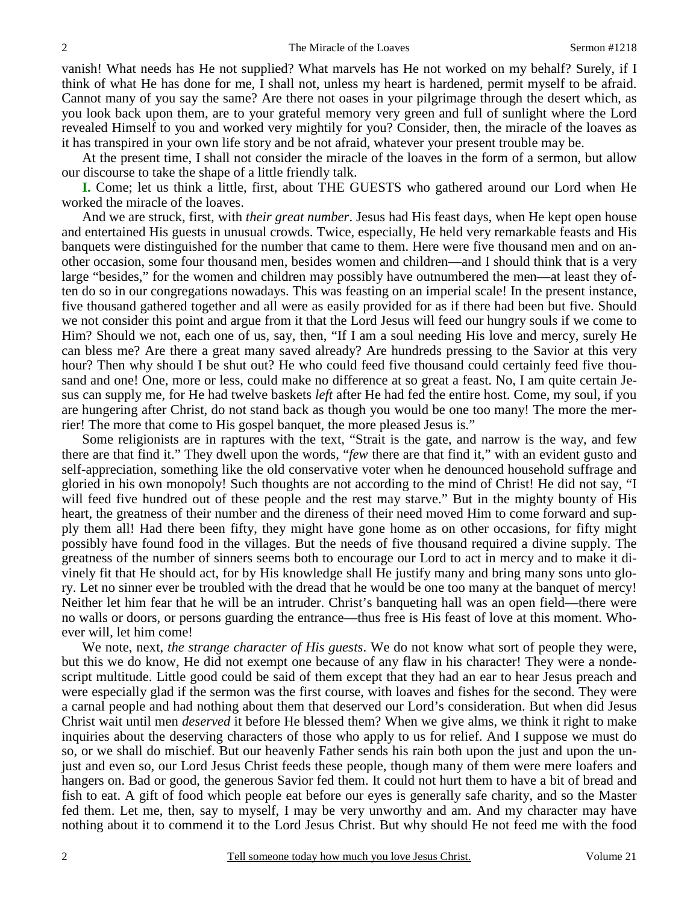vanish! What needs has He not supplied? What marvels has He not worked on my behalf? Surely, if I think of what He has done for me, I shall not, unless my heart is hardened, permit myself to be afraid. Cannot many of you say the same? Are there not oases in your pilgrimage through the desert which, as you look back upon them, are to your grateful memory very green and full of sunlight where the Lord revealed Himself to you and worked very mightily for you? Consider, then, the miracle of the loaves as it has transpired in your own life story and be not afraid, whatever your present trouble may be.

At the present time, I shall not consider the miracle of the loaves in the form of a sermon, but allow our discourse to take the shape of a little friendly talk.

**I.** Come; let us think a little, first, about THE GUESTS who gathered around our Lord when He worked the miracle of the loaves.

And we are struck, first, with *their great number*. Jesus had His feast days, when He kept open house and entertained His guests in unusual crowds. Twice, especially, He held very remarkable feasts and His banquets were distinguished for the number that came to them. Here were five thousand men and on another occasion, some four thousand men, besides women and children—and I should think that is a very large "besides," for the women and children may possibly have outnumbered the men—at least they often do so in our congregations nowadays. This was feasting on an imperial scale! In the present instance, five thousand gathered together and all were as easily provided for as if there had been but five. Should we not consider this point and argue from it that the Lord Jesus will feed our hungry souls if we come to Him? Should we not, each one of us, say, then, "If I am a soul needing His love and mercy, surely He can bless me? Are there a great many saved already? Are hundreds pressing to the Savior at this very hour? Then why should I be shut out? He who could feed five thousand could certainly feed five thousand and one! One, more or less, could make no difference at so great a feast. No, I am quite certain Jesus can supply me, for He had twelve baskets *left* after He had fed the entire host. Come, my soul, if you are hungering after Christ, do not stand back as though you would be one too many! The more the merrier! The more that come to His gospel banquet, the more pleased Jesus is."

Some religionists are in raptures with the text, "Strait is the gate, and narrow is the way, and few there are that find it." They dwell upon the words, "*few* there are that find it," with an evident gusto and self-appreciation, something like the old conservative voter when he denounced household suffrage and gloried in his own monopoly! Such thoughts are not according to the mind of Christ! He did not say, "I will feed five hundred out of these people and the rest may starve." But in the mighty bounty of His heart, the greatness of their number and the direness of their need moved Him to come forward and supply them all! Had there been fifty, they might have gone home as on other occasions, for fifty might possibly have found food in the villages. But the needs of five thousand required a divine supply. The greatness of the number of sinners seems both to encourage our Lord to act in mercy and to make it divinely fit that He should act, for by His knowledge shall He justify many and bring many sons unto glory. Let no sinner ever be troubled with the dread that he would be one too many at the banquet of mercy! Neither let him fear that he will be an intruder. Christ's banqueting hall was an open field—there were no walls or doors, or persons guarding the entrance—thus free is His feast of love at this moment. Whoever will, let him come!

We note, next, *the strange character of His guests*. We do not know what sort of people they were, but this we do know, He did not exempt one because of any flaw in his character! They were a nondescript multitude. Little good could be said of them except that they had an ear to hear Jesus preach and were especially glad if the sermon was the first course, with loaves and fishes for the second. They were a carnal people and had nothing about them that deserved our Lord's consideration. But when did Jesus Christ wait until men *deserved* it before He blessed them? When we give alms, we think it right to make inquiries about the deserving characters of those who apply to us for relief. And I suppose we must do so, or we shall do mischief. But our heavenly Father sends his rain both upon the just and upon the unjust and even so, our Lord Jesus Christ feeds these people, though many of them were mere loafers and hangers on. Bad or good, the generous Savior fed them. It could not hurt them to have a bit of bread and fish to eat. A gift of food which people eat before our eyes is generally safe charity, and so the Master fed them. Let me, then, say to myself, I may be very unworthy and am. And my character may have nothing about it to commend it to the Lord Jesus Christ. But why should He not feed me with the food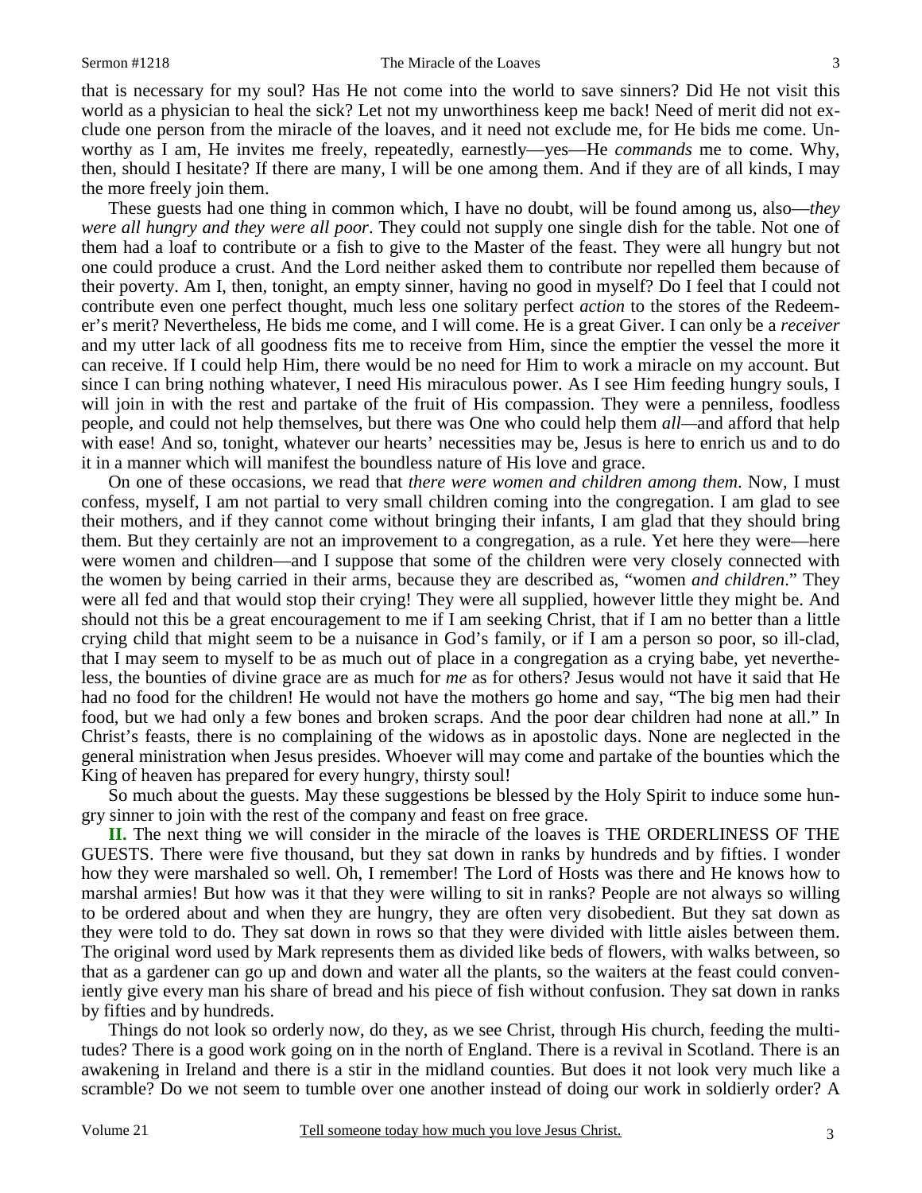that is necessary for my soul? Has He not come into the world to save sinners? Did He not visit this world as a physician to heal the sick? Let not my unworthiness keep me back! Need of merit did not exclude one person from the miracle of the loaves, and it need not exclude me, for He bids me come. Unworthy as I am, He invites me freely, repeatedly, earnestly—yes—He *commands* me to come. Why, then, should I hesitate? If there are many, I will be one among them. And if they are of all kinds, I may the more freely join them.

These guests had one thing in common which, I have no doubt, will be found among us, also—*they were all hungry and they were all poor*. They could not supply one single dish for the table. Not one of them had a loaf to contribute or a fish to give to the Master of the feast. They were all hungry but not one could produce a crust. And the Lord neither asked them to contribute nor repelled them because of their poverty. Am I, then, tonight, an empty sinner, having no good in myself? Do I feel that I could not contribute even one perfect thought, much less one solitary perfect *action* to the stores of the Redeemer's merit? Nevertheless, He bids me come, and I will come. He is a great Giver. I can only be a *receiver* and my utter lack of all goodness fits me to receive from Him, since the emptier the vessel the more it can receive. If I could help Him, there would be no need for Him to work a miracle on my account. But since I can bring nothing whatever, I need His miraculous power. As I see Him feeding hungry souls, I will join in with the rest and partake of the fruit of His compassion. They were a penniless, foodless people, and could not help themselves, but there was One who could help them *all*—and afford that help with ease! And so, tonight, whatever our hearts' necessities may be, Jesus is here to enrich us and to do it in a manner which will manifest the boundless nature of His love and grace.

On one of these occasions, we read that *there were women and children among them*. Now, I must confess, myself, I am not partial to very small children coming into the congregation. I am glad to see their mothers, and if they cannot come without bringing their infants, I am glad that they should bring them. But they certainly are not an improvement to a congregation, as a rule. Yet here they were—here were women and children—and I suppose that some of the children were very closely connected with the women by being carried in their arms, because they are described as, "women *and children*." They were all fed and that would stop their crying! They were all supplied, however little they might be. And should not this be a great encouragement to me if I am seeking Christ, that if I am no better than a little crying child that might seem to be a nuisance in God's family, or if I am a person so poor, so ill-clad, that I may seem to myself to be as much out of place in a congregation as a crying babe, yet nevertheless, the bounties of divine grace are as much for *me* as for others? Jesus would not have it said that He had no food for the children! He would not have the mothers go home and say, "The big men had their food, but we had only a few bones and broken scraps. And the poor dear children had none at all." In Christ's feasts, there is no complaining of the widows as in apostolic days. None are neglected in the general ministration when Jesus presides. Whoever will may come and partake of the bounties which the King of heaven has prepared for every hungry, thirsty soul!

So much about the guests. May these suggestions be blessed by the Holy Spirit to induce some hungry sinner to join with the rest of the company and feast on free grace.

**II.** The next thing we will consider in the miracle of the loaves is THE ORDERLINESS OF THE GUESTS. There were five thousand, but they sat down in ranks by hundreds and by fifties. I wonder how they were marshaled so well. Oh, I remember! The Lord of Hosts was there and He knows how to marshal armies! But how was it that they were willing to sit in ranks? People are not always so willing to be ordered about and when they are hungry, they are often very disobedient. But they sat down as they were told to do. They sat down in rows so that they were divided with little aisles between them. The original word used by Mark represents them as divided like beds of flowers, with walks between, so that as a gardener can go up and down and water all the plants, so the waiters at the feast could conveniently give every man his share of bread and his piece of fish without confusion. They sat down in ranks by fifties and by hundreds.

Things do not look so orderly now, do they, as we see Christ, through His church, feeding the multitudes? There is a good work going on in the north of England. There is a revival in Scotland. There is an awakening in Ireland and there is a stir in the midland counties. But does it not look very much like a scramble? Do we not seem to tumble over one another instead of doing our work in soldierly order? A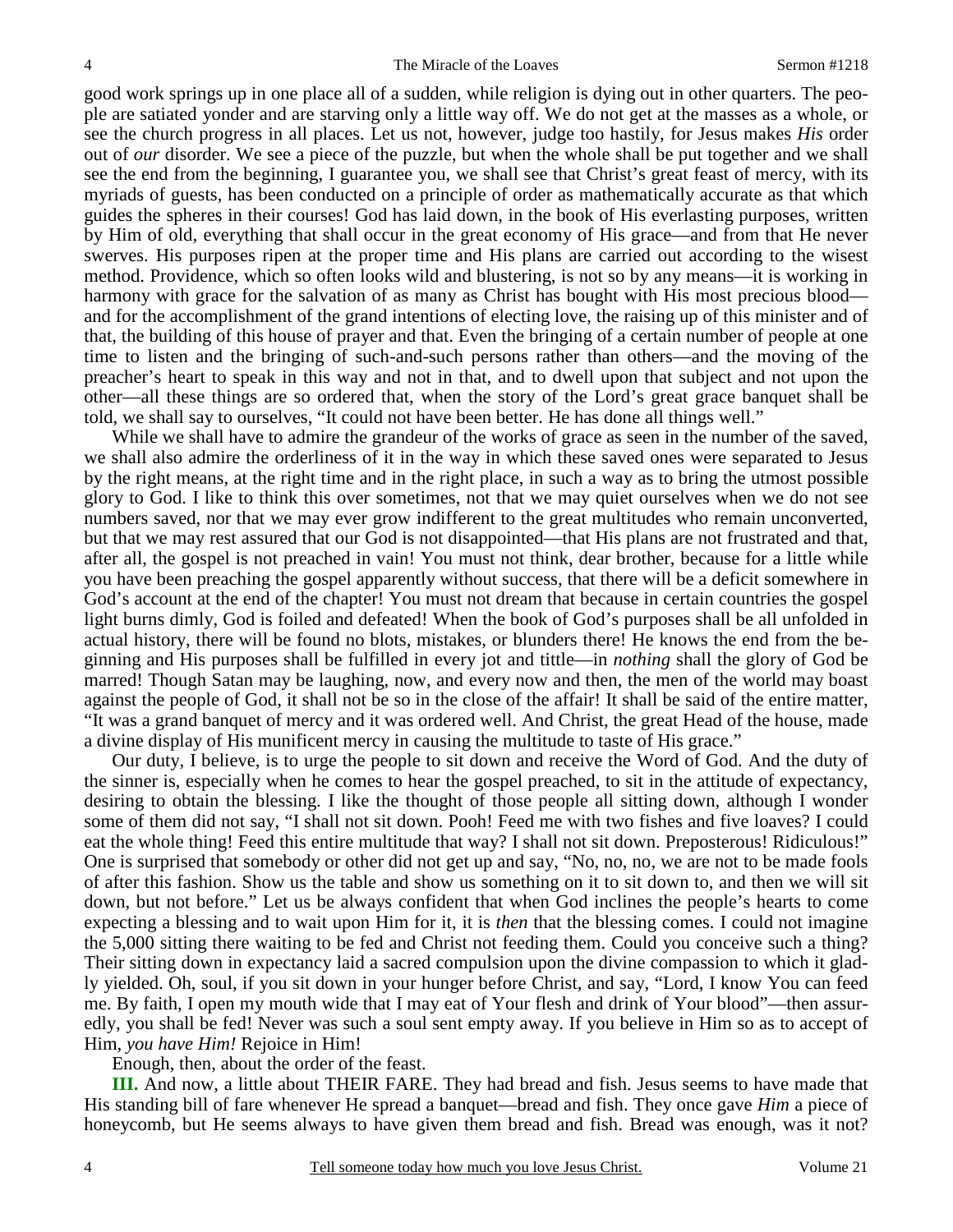good work springs up in one place all of a sudden, while religion is dying out in other quarters. The people are satiated yonder and are starving only a little way off. We do not get at the masses as a whole, or see the church progress in all places. Let us not, however, judge too hastily, for Jesus makes *His* order out of *our* disorder. We see a piece of the puzzle, but when the whole shall be put together and we shall see the end from the beginning, I guarantee you, we shall see that Christ's great feast of mercy, with its myriads of guests, has been conducted on a principle of order as mathematically accurate as that which guides the spheres in their courses! God has laid down, in the book of His everlasting purposes, written by Him of old, everything that shall occur in the great economy of His grace—and from that He never swerves. His purposes ripen at the proper time and His plans are carried out according to the wisest method. Providence, which so often looks wild and blustering, is not so by any means—it is working in harmony with grace for the salvation of as many as Christ has bought with His most precious blood—and for the accomplishment of the grand intentions of electing love, the raising up of this minister and of that, the building of this house of prayer and that. Even the bringing of a certain number of people at one time to listen and the bringing of such-and-such persons rather than others—and the moving of the preacher's heart to speak in this way and not in that, and to dwell upon that subject and not upon the other—all these things are so ordered that, when the story of the Lord's great grace banquet shall be told, we shall say to ourselves, "It could not have been better. He has done all things well."

While we shall have to admire the grandeur of the works of grace as seen in the number of the saved, we shall also admire the orderliness of it in the way in which these saved ones were separated to Jesus by the right means, at the right time and in the right place, in such a way as to bring the utmost possible glory to God. I like to think this over sometimes, not that we may quiet ourselves when we do not see numbers saved, nor that we may ever grow indifferent to the great multitudes who remain unconverted, but that we may rest assured that our God is not disappointed—that His plans are not frustrated and that, after all, the gospel is not preached in vain! You must not think, dear brother, because for a little while you have been preaching the gospel apparently without success, that there will be a deficit somewhere in God's account at the end of the chapter! You must not dream that because in certain countries the gospel light burns dimly, God is foiled and defeated! When the book of God's purposes shall be all unfolded in actual history, there will be found no blots, mistakes, or blunders there! He knows the end from the beginning and His purposes shall be fulfilled in every jot and tittle—in *nothing* shall the glory of God be marred! Though Satan may be laughing, now, and every now and then, the men of the world may boast against the people of God, it shall not be so in the close of the affair! It shall be said of the entire matter, "It was a grand banquet of mercy and it was ordered well. And Christ, the great Head of the house, made a divine display of His munificent mercy in causing the multitude to taste of His grace."

Our duty, I believe, is to urge the people to sit down and receive the Word of God. And the duty of the sinner is, especially when he comes to hear the gospel preached, to sit in the attitude of expectancy, desiring to obtain the blessing. I like the thought of those people all sitting down, although I wonder some of them did not say, "I shall not sit down. Pooh! Feed me with two fishes and five loaves? I could eat the whole thing! Feed this entire multitude that way? I shall not sit down. Preposterous! Ridiculous!" One is surprised that somebody or other did not get up and say, "No, no, no, we are not to be made fools of after this fashion. Show us the table and show us something on it to sit down to, and then we will sit down, but not before." Let us be always confident that when God inclines the people's hearts to come expecting a blessing and to wait upon Him for it, it is *then* that the blessing comes. I could not imagine the 5,000 sitting there waiting to be fed and Christ not feeding them. Could you conceive such a thing? Their sitting down in expectancy laid a sacred compulsion upon the divine compassion to which it gladly yielded. Oh, soul, if you sit down in your hunger before Christ, and say, "Lord, I know You can feed me. By faith, I open my mouth wide that I may eat of Your flesh and drink of Your blood"—then assuredly, you shall be fed! Never was such a soul sent empty away. If you believe in Him so as to accept of Him, *you have Him!* Rejoice in Him!

Enough, then, about the order of the feast.

**III.** And now, a little about THEIR FARE. They had bread and fish. Jesus seems to have made that His standing bill of fare whenever He spread a banquet—bread and fish. They once gave *Him* a piece of honeycomb, but He seems always to have given them bread and fish. Bread was enough, was it not?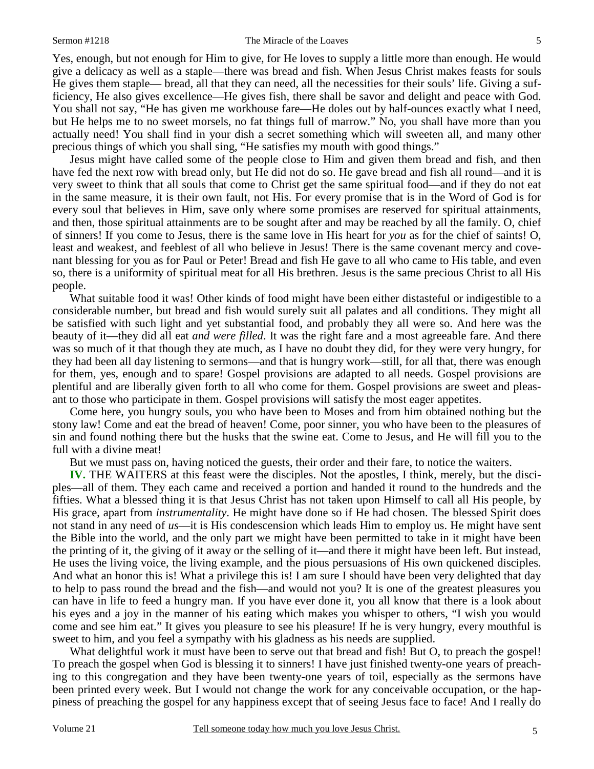Yes, enough, but not enough for Him to give, for He loves to supply a little more than enough. He would give a delicacy as well as a staple—there was bread and fish. When Jesus Christ makes feasts for souls He gives them staple— bread, all that they can need, all the necessities for their souls' life. Giving a sufficiency, He also gives excellence—He gives fish, there shall be savor and delight and peace with God. You shall not say, "He has given me workhouse fare—He doles out by half-ounces exactly what I need, but He helps me to no sweet morsels, no fat things full of marrow." No, you shall have more than you actually need! You shall find in your dish a secret something which will sweeten all, and many other precious things of which you shall sing, "He satisfies my mouth with good things."

Jesus might have called some of the people close to Him and given them bread and fish, and then have fed the next row with bread only, but He did not do so. He gave bread and fish all round—and it is very sweet to think that all souls that come to Christ get the same spiritual food—and if they do not eat in the same measure, it is their own fault, not His. For every promise that is in the Word of God is for every soul that believes in Him, save only where some promises are reserved for spiritual attainments, and then, those spiritual attainments are to be sought after and may be reached by all the family. O, chief of sinners! If you come to Jesus, there is the same love in His heart for *you* as for the chief of saints! O, least and weakest, and feeblest of all who believe in Jesus! There is the same covenant mercy and covenant blessing for you as for Paul or Peter! Bread and fish He gave to all who came to His table, and even so, there is a uniformity of spiritual meat for all His brethren. Jesus is the same precious Christ to all His people.

What suitable food it was! Other kinds of food might have been either distasteful or indigestible to a considerable number, but bread and fish would surely suit all palates and all conditions. They might all be satisfied with such light and yet substantial food, and probably they all were so. And here was the beauty of it—they did all eat *and were filled*. It was the right fare and a most agreeable fare. And there was so much of it that though they ate much, as I have no doubt they did, for they were very hungry, for they had been all day listening to sermons—and that is hungry work—still, for all that, there was enough for them, yes, enough and to spare! Gospel provisions are adapted to all needs. Gospel provisions are plentiful and are liberally given forth to all who come for them. Gospel provisions are sweet and pleasant to those who participate in them. Gospel provisions will satisfy the most eager appetites.

Come here, you hungry souls, you who have been to Moses and from him obtained nothing but the stony law! Come and eat the bread of heaven! Come, poor sinner, you who have been to the pleasures of sin and found nothing there but the husks that the swine eat. Come to Jesus, and He will fill you to the full with a divine meat!

But we must pass on, having noticed the guests, their order and their fare, to notice the waiters.

**IV.** THE WAITERS at this feast were the disciples. Not the apostles, I think, merely, but the disciples—all of them. They each came and received a portion and handed it round to the hundreds and the fifties. What a blessed thing it is that Jesus Christ has not taken upon Himself to call all His people, by His grace, apart from *instrumentality*. He might have done so if He had chosen. The blessed Spirit does not stand in any need of *us*—it is His condescension which leads Him to employ us. He might have sent the Bible into the world, and the only part we might have been permitted to take in it might have been the printing of it, the giving of it away or the selling of it—and there it might have been left. But instead, He uses the living voice, the living example, and the pious persuasions of His own quickened disciples. And what an honor this is! What a privilege this is! I am sure I should have been very delighted that day to help to pass round the bread and the fish—and would not you? It is one of the greatest pleasures you can have in life to feed a hungry man. If you have ever done it, you all know that there is a look about his eyes and a joy in the manner of his eating which makes you whisper to others, "I wish you would come and see him eat." It gives you pleasure to see his pleasure! If he is very hungry, every mouthful is sweet to him, and you feel a sympathy with his gladness as his needs are supplied.

What delightful work it must have been to serve out that bread and fish! But O, to preach the gospel! To preach the gospel when God is blessing it to sinners! I have just finished twenty-one years of preaching to this congregation and they have been twenty-one years of toil, especially as the sermons have been printed every week. But I would not change the work for any conceivable occupation, or the happiness of preaching the gospel for any happiness except that of seeing Jesus face to face! And I really do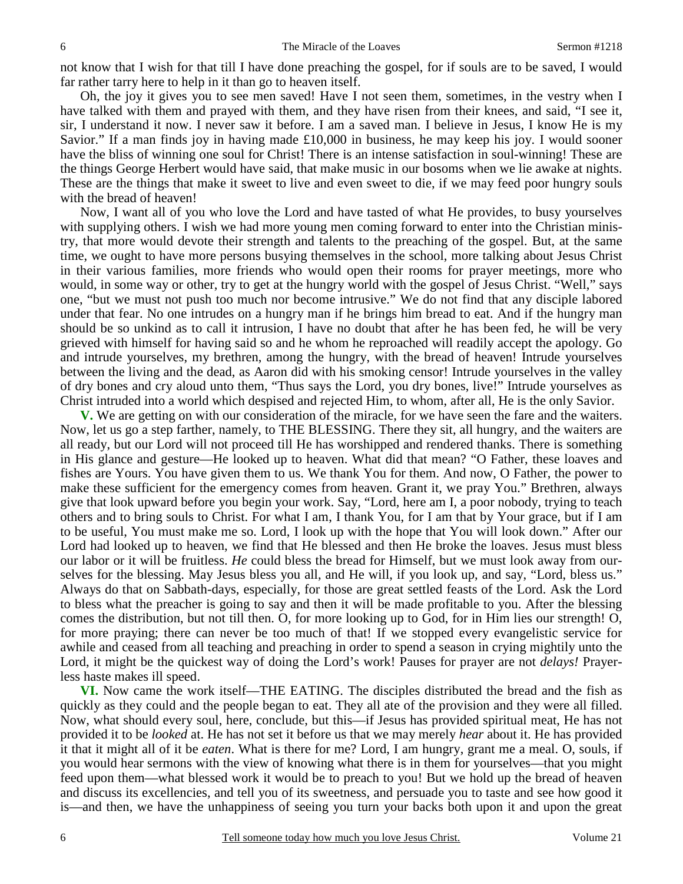not know that I wish for that till I have done preaching the gospel, for if souls are to be saved, I would far rather tarry here to help in it than go to heaven itself.

Oh, the joy it gives you to see men saved! Have I not seen them, sometimes, in the vestry when I have talked with them and prayed with them, and they have risen from their knees, and said, "I see it, sir, I understand it now. I never saw it before. I am a saved man. I believe in Jesus, I know He is my Savior." If a man finds joy in having made £10,000 in business, he may keep his joy. I would sooner have the bliss of winning one soul for Christ! There is an intense satisfaction in soul-winning! These are the things George Herbert would have said, that make music in our bosoms when we lie awake at nights. These are the things that make it sweet to live and even sweet to die, if we may feed poor hungry souls with the bread of heaven!

Now, I want all of you who love the Lord and have tasted of what He provides, to busy yourselves with supplying others. I wish we had more young men coming forward to enter into the Christian ministry, that more would devote their strength and talents to the preaching of the gospel. But, at the same time, we ought to have more persons busying themselves in the school, more talking about Jesus Christ in their various families, more friends who would open their rooms for prayer meetings, more who would, in some way or other, try to get at the hungry world with the gospel of Jesus Christ. "Well," says one, "but we must not push too much nor become intrusive." We do not find that any disciple labored under that fear. No one intrudes on a hungry man if he brings him bread to eat. And if the hungry man should be so unkind as to call it intrusion, I have no doubt that after he has been fed, he will be very grieved with himself for having said so and he whom he reproached will readily accept the apology. Go and intrude yourselves, my brethren, among the hungry, with the bread of heaven! Intrude yourselves between the living and the dead, as Aaron did with his smoking censor! Intrude yourselves in the valley of dry bones and cry aloud unto them, "Thus says the Lord, you dry bones, live!" Intrude yourselves as Christ intruded into a world which despised and rejected Him, to whom, after all, He is the only Savior.

**V.** We are getting on with our consideration of the miracle, for we have seen the fare and the waiters. Now, let us go a step farther, namely, to THE BLESSING. There they sit, all hungry, and the waiters are all ready, but our Lord will not proceed till He has worshipped and rendered thanks. There is something in His glance and gesture—He looked up to heaven. What did that mean? "O Father, these loaves and fishes are Yours. You have given them to us. We thank You for them. And now, O Father, the power to make these sufficient for the emergency comes from heaven. Grant it, we pray You." Brethren, always give that look upward before you begin your work. Say, "Lord, here am I, a poor nobody, trying to teach others and to bring souls to Christ. For what I am, I thank You, for I am that by Your grace, but if I am to be useful, You must make me so. Lord, I look up with the hope that You will look down." After our Lord had looked up to heaven, we find that He blessed and then He broke the loaves. Jesus must bless our labor or it will be fruitless. *He* could bless the bread for Himself, but we must look away from ourselves for the blessing. May Jesus bless you all, and He will, if you look up, and say, "Lord, bless us." Always do that on Sabbath-days, especially, for those are great settled feasts of the Lord. Ask the Lord to bless what the preacher is going to say and then it will be made profitable to you. After the blessing comes the distribution, but not till then. O, for more looking up to God, for in Him lies our strength! O, for more praying; there can never be too much of that! If we stopped every evangelistic service for awhile and ceased from all teaching and preaching in order to spend a season in crying mightily unto the Lord, it might be the quickest way of doing the Lord's work! Pauses for prayer are not *delays!* Prayerless haste makes ill speed.

**VI.** Now came the work itself—THE EATING. The disciples distributed the bread and the fish as quickly as they could and the people began to eat. They all ate of the provision and they were all filled. Now, what should every soul, here, conclude, but this—if Jesus has provided spiritual meat, He has not provided it to be *looked* at. He has not set it before us that we may merely *hear* about it. He has provided it that it might all of it be *eaten*. What is there for me? Lord, I am hungry, grant me a meal. O, souls, if you would hear sermons with the view of knowing what there is in them for yourselves—that you might feed upon them—what blessed work it would be to preach to you! But we hold up the bread of heaven and discuss its excellencies, and tell you of its sweetness, and persuade you to taste and see how good it is—and then, we have the unhappiness of seeing you turn your backs both upon it and upon the great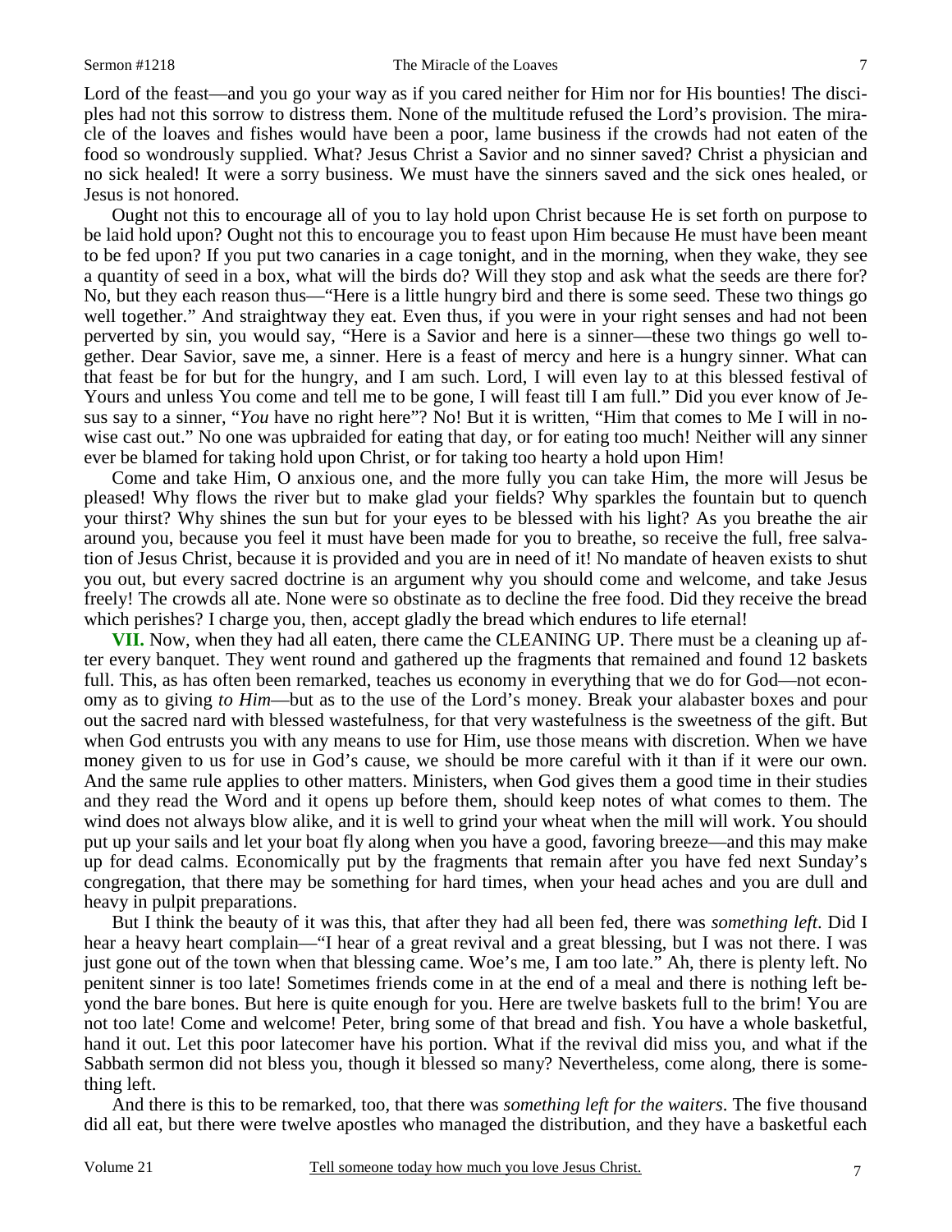Lord of the feast—and you go your way as if you cared neither for Him nor for His bounties! The disciples had not this sorrow to distress them. None of the multitude refused the Lord's provision. The miracle of the loaves and fishes would have been a poor, lame business if the crowds had not eaten of the food so wondrously supplied. What? Jesus Christ a Savior and no sinner saved? Christ a physician and no sick healed! It were a sorry business. We must have the sinners saved and the sick ones healed, or Jesus is not honored.

Ought not this to encourage all of you to lay hold upon Christ because He is set forth on purpose to be laid hold upon? Ought not this to encourage you to feast upon Him because He must have been meant to be fed upon? If you put two canaries in a cage tonight, and in the morning, when they wake, they see a quantity of seed in a box, what will the birds do? Will they stop and ask what the seeds are there for? No, but they each reason thus—"Here is a little hungry bird and there is some seed. These two things go well together." And straightway they eat. Even thus, if you were in your right senses and had not been perverted by sin, you would say, "Here is a Savior and here is a sinner—these two things go well together. Dear Savior, save me, a sinner. Here is a feast of mercy and here is a hungry sinner. What can that feast be for but for the hungry, and I am such. Lord, I will even lay to at this blessed festival of Yours and unless You come and tell me to be gone, I will feast till I am full." Did you ever know of Jesus say to a sinner, "*You* have no right here"? No! But it is written, "Him that comes to Me I will in nowise cast out." No one was upbraided for eating that day, or for eating too much! Neither will any sinner ever be blamed for taking hold upon Christ, or for taking too hearty a hold upon Him!

Come and take Him, O anxious one, and the more fully you can take Him, the more will Jesus be pleased! Why flows the river but to make glad your fields? Why sparkles the fountain but to quench your thirst? Why shines the sun but for your eyes to be blessed with his light? As you breathe the air around you, because you feel it must have been made for you to breathe, so receive the full, free salvation of Jesus Christ, because it is provided and you are in need of it! No mandate of heaven exists to shut you out, but every sacred doctrine is an argument why you should come and welcome, and take Jesus freely! The crowds all ate. None were so obstinate as to decline the free food. Did they receive the bread which perishes? I charge you, then, accept gladly the bread which endures to life eternal!

**VII.** Now, when they had all eaten, there came the CLEANING UP. There must be a cleaning up after every banquet. They went round and gathered up the fragments that remained and found 12 baskets full. This, as has often been remarked, teaches us economy in everything that we do for God—not economy as to giving *to Him*—but as to the use of the Lord's money. Break your alabaster boxes and pour out the sacred nard with blessed wastefulness, for that very wastefulness is the sweetness of the gift. But when God entrusts you with any means to use for Him, use those means with discretion. When we have money given to us for use in God's cause, we should be more careful with it than if it were our own. And the same rule applies to other matters. Ministers, when God gives them a good time in their studies and they read the Word and it opens up before them, should keep notes of what comes to them. The wind does not always blow alike, and it is well to grind your wheat when the mill will work. You should put up your sails and let your boat fly along when you have a good, favoring breeze—and this may make up for dead calms. Economically put by the fragments that remain after you have fed next Sunday's congregation, that there may be something for hard times, when your head aches and you are dull and heavy in pulpit preparations.

But I think the beauty of it was this, that after they had all been fed, there was *something left*. Did I hear a heavy heart complain—"I hear of a great revival and a great blessing, but I was not there. I was just gone out of the town when that blessing came. Woe's me, I am too late." Ah, there is plenty left. No penitent sinner is too late! Sometimes friends come in at the end of a meal and there is nothing left beyond the bare bones. But here is quite enough for you. Here are twelve baskets full to the brim! You are not too late! Come and welcome! Peter, bring some of that bread and fish. You have a whole basketful, hand it out. Let this poor latecomer have his portion. What if the revival did miss you, and what if the Sabbath sermon did not bless you, though it blessed so many? Nevertheless, come along, there is something left.

And there is this to be remarked, too, that there was *something left for the waiters*. The five thousand did all eat, but there were twelve apostles who managed the distribution, and they have a basketful each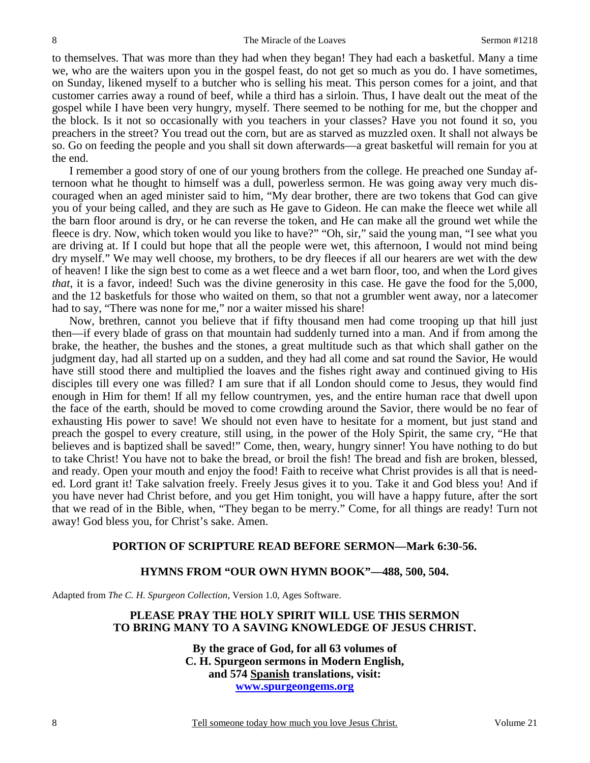to themselves. That was more than they had when they began! They had each a basketful. Many a time we, who are the waiters upon you in the gospel feast, do not get so much as you do. I have sometimes, on Sunday, likened myself to a butcher who is selling his meat. This person comes for a joint, and that customer carries away a round of beef, while a third has a sirloin. Thus, I have dealt out the meat of the gospel while I have been very hungry, myself. There seemed to be nothing for me, but the chopper and the block. Is it not so occasionally with you teachers in your classes? Have you not found it so, you preachers in the street? You tread out the corn, but are as starved as muzzled oxen. It shall not always be so. Go on feeding the people and you shall sit down afterwards—a great basketful will remain for you at the end.

I remember a good story of one of our young brothers from the college. He preached one Sunday afternoon what he thought to himself was a dull, powerless sermon. He was going away very much discouraged when an aged minister said to him, "My dear brother, there are two tokens that God can give you of your being called, and they are such as He gave to Gideon. He can make the fleece wet while all the barn floor around is dry, or he can reverse the token, and He can make all the ground wet while the fleece is dry. Now, which token would you like to have?" "Oh, sir," said the young man, "I see what you are driving at. If I could but hope that all the people were wet, this afternoon, I would not mind being dry myself." We may well choose, my brothers, to be dry fleeces if all our hearers are wet with the dew of heaven! I like the sign best to come as a wet fleece and a wet barn floor, too, and when the Lord gives *that*, it is a favor, indeed! Such was the divine generosity in this case. He gave the food for the 5,000, and the 12 basketfuls for those who waited on them, so that not a grumbler went away, nor a latecomer had to say, "There was none for me," nor a waiter missed his share!

Now, brethren, cannot you believe that if fifty thousand men had come trooping up that hill just then—if every blade of grass on that mountain had suddenly turned into a man. And if from among the brake, the heather, the bushes and the stones, a great multitude such as that which shall gather on the judgment day, had all started up on a sudden, and they had all come and sat round the Savior, He would have still stood there and multiplied the loaves and the fishes right away and continued giving to His disciples till every one was filled? I am sure that if all London should come to Jesus, they would find enough in Him for them! If all my fellow countrymen, yes, and the entire human race that dwell upon the face of the earth, should be moved to come crowding around the Savior, there would be no fear of exhausting His power to save! We should not even have to hesitate for a moment, but just stand and preach the gospel to every creature, still using, in the power of the Holy Spirit, the same cry, "He that believes and is baptized shall be saved!" Come, then, weary, hungry sinner! You have nothing to do but to take Christ! You have not to bake the bread, or broil the fish! The bread and fish are broken, blessed, and ready. Open your mouth and enjoy the food! Faith to receive what Christ provides is all that is needed. Lord grant it! Take salvation freely. Freely Jesus gives it to you. Take it and God bless you! And if you have never had Christ before, and you get Him tonight, you will have a happy future, after the sort that we read of in the Bible, when, "They began to be merry." Come, for all things are ready! Turn not away! God bless you, for Christ's sake. Amen.

**PORTION OF SCRIPTURE READ BEFORE SERMON—Mark 6:30-56.**

**HYMNS FROM "OUR OWN HYMN BOOK"—488, 500, 504.**

Adapted from *The C. H. Spurgeon Collection*, Version 1.0, Ages Software.

**PLEASE PRAY THE HOLY SPIRIT WILL USE THIS SERMON TO BRING MANY TO A SAVING KNOWLEDGE OF JESUS CHRIST.**

**By the grace of God, for all 63 volumes of C. H. Spurgeon sermons in Modern English, and 574 Spanish translations, visit: www.spurgeongems.org**